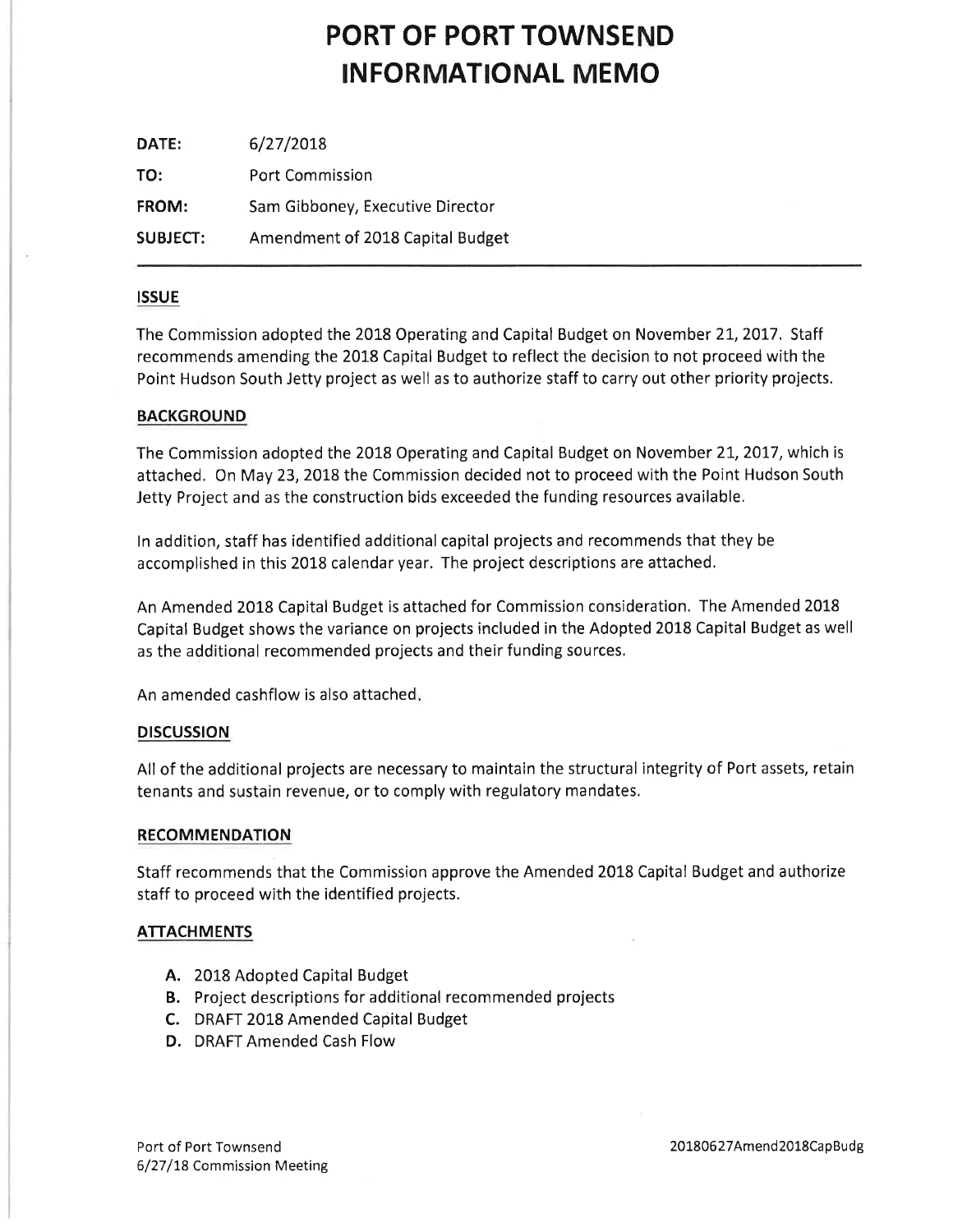# PORT OF PORT TOWNSEND INFORMATIONAL MEMO

**DATE:** 6/27/2018

**TO:** Port Commission

**FROM:** Sam Gibboney, Executive Director

**SUBJECT:** Amendment of 2018 Capital Budget

## ISSUE

The Commission adopted the 2018 Operating and Capital Budget on November 21, 2017. Staff recommends amending the 2018 Capital Budget to reflect the decision to not proceed with the Point Hudson South Jetty project as well as to authorize staff to carry out other priority projects.

## BACKGROUND

The Commission adopted the 2018 Operating and Capital Budget on November 21, 2017, which is attached. On May 23, 2018 the Commission decided not to proceed with the Point Hudson South Jetty Project and as the construction bids exceeded the funding resources available.

In addition, staff has identified additional capital projects and recommends that they be accomplished in this 2018 calendar year. The project descriptions are attached.

An Amended 2018 Capital Budget is attached for Commission consideration. The Amended 2018 Capital Budget shows the variance on projects included in the Adopted 2018 Capital Budget as well as the additional recommended projects and their funding sources.

An amended cashflow is also attached.

## DISCUSSION

All of the additional projects are necessary to maintain the structural integrity of Port assets, retain tenants and sustain revenue, or to comply with regulatory mandates.

## RECOMMENDATION

Staff recommends that the Commission approve the Amended 2018 Capital Budget and authorize staff to proceed with the identified projects.

## ATTACHMENTS

- **A.** 2018 Adopted Capital Budget
- **B.** Project descriptions for additional recommended projects
- **C.** DRAFT 2018 Amended Capital Budget
- **D.** DRAFT Amended Cash Flow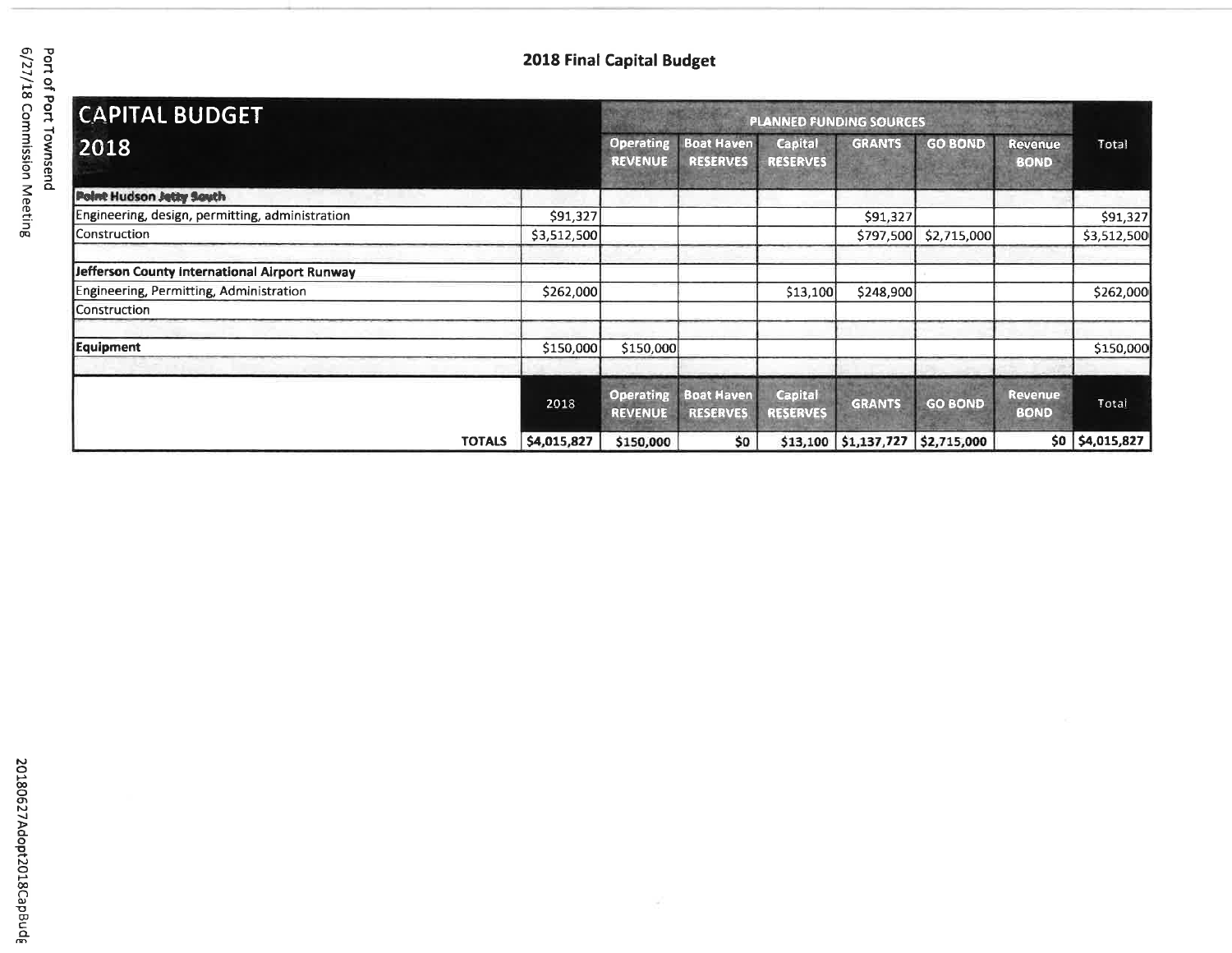## 2018 Final Capital Budget

| CAPITAL BUDGET 2018 | | PLANNED FUNDING SOURCES | | | | | | Total |
|---|---|---|---|---|---|---|---|---|
| | | Operating REVENUE | Boat Haven RESERVES | Capital RESERVES | GRANTS | GO BOND | Revenue BOND | |
| **Point Hudson Jetty South** | | | | | | | | |
| Engineering, design, permitting, administration | $91,327 | | | | $91,327 | | | $91,327 |
| Construction | $3,512,500 | | | | $797,500 | $2,715,000 | | $3,512,500 |
| | | | | | | | | |
| **Jefferson County International Airport Runway** | | | | | | | | |
| Engineering, Permitting, Administration | $262,000 | | | $13,100 | $248,900 | | | $262,000 |
| Construction | | | | | | | | |
| | | | | | | | | |
| **Equipment** | $150,000 | $150,000 | | | | | | $150,000 |
| | | | | | | | | |
| | 2018 | Operating REVENUE | Boat Haven RESERVES | Capital RESERVES | GRANTS | GO BOND | Revenue BOND | Total |
| **TOTALS** | $4,015,827 | $150,000 | $0 | $13,100 | $1,137,727 | $2,715,000 | $0 | $4,015,827 |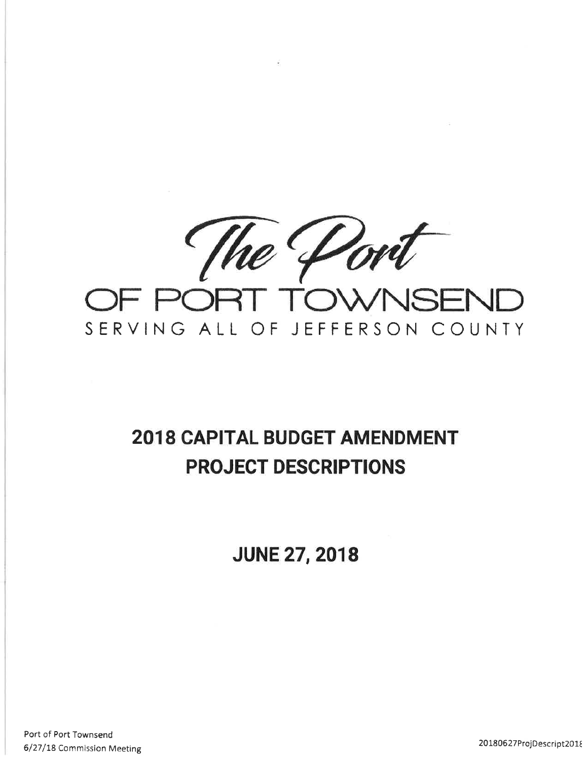The Port

OF PORT TOWNSEND

SERVING ALL OF JEFFERSON COUNTY

# 2018 CAPITAL BUDGET AMENDMENT PROJECT DESCRIPTIONS

## JUNE 27, 2018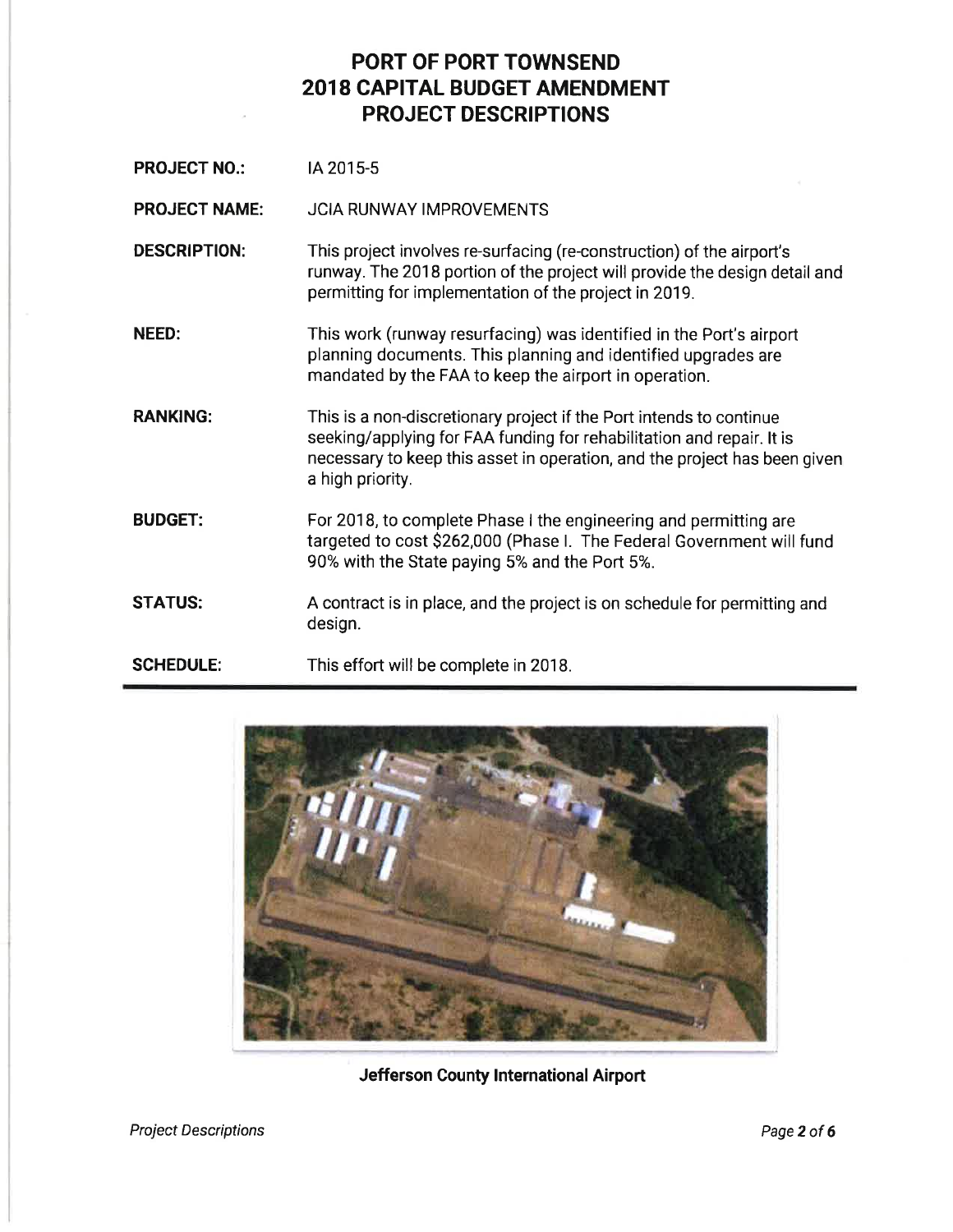# PORT OF PORT TOWNSEND
# 2018 CAPITAL BUDGET AMENDMENT
# PROJECT DESCRIPTIONS

**PROJECT NO.:** IA 2015-5

**PROJECT NAME:** JCIA RUNWAY IMPROVEMENTS

**DESCRIPTION:** This project involves re-surfacing (re-construction) of the airport's runway. The 2018 portion of the project will provide the design detail and permitting for implementation of the project in 2019.

**NEED:** This work (runway resurfacing) was identified in the Port's airport planning documents. This planning and identified upgrades are mandated by the FAA to keep the airport in operation.

**RANKING:** This is a non-discretionary project if the Port intends to continue seeking/applying for FAA funding for rehabilitation and repair. It is necessary to keep this asset in operation, and the project has been given a high priority.

**BUDGET:** For 2018, to complete Phase I the engineering and permitting are targeted to cost $262,000 (Phase I. The Federal Government will fund 90% with the State paying 5% and the Port 5%.

**STATUS:** A contract is in place, and the project is on schedule for permitting and design.

**SCHEDULE:** This effort will be complete in 2018.

---

**Jefferson County International Airport**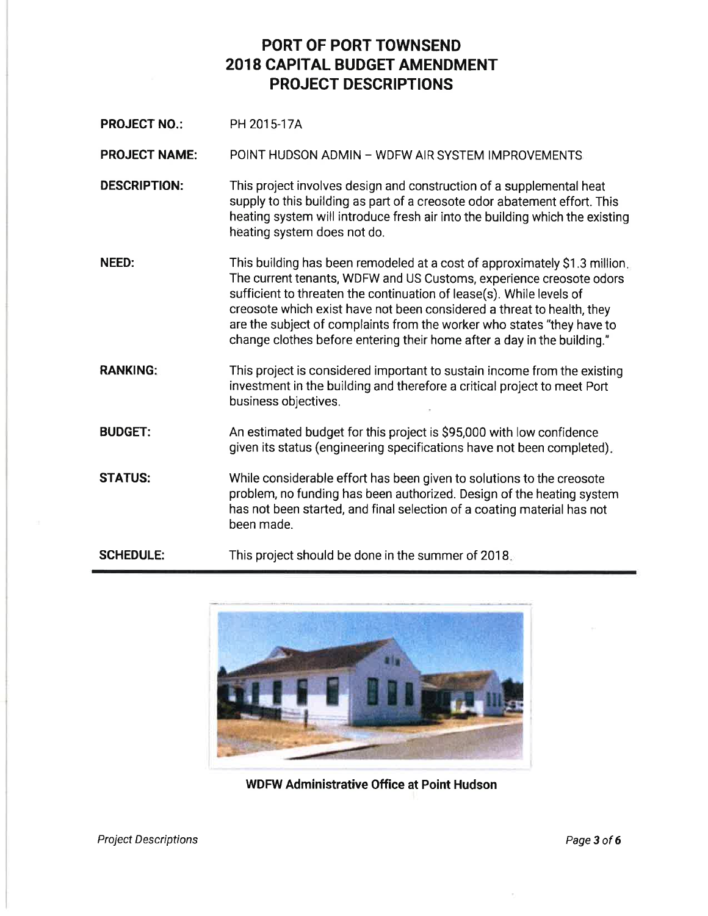# PORT OF PORT TOWNSEND
# 2018 CAPITAL BUDGET AMENDMENT
# PROJECT DESCRIPTIONS

**PROJECT NO.:** PH 2015-17A

**PROJECT NAME:** POINT HUDSON ADMIN – WDFW AIR SYSTEM IMPROVEMENTS

**DESCRIPTION:** This project involves design and construction of a supplemental heat supply to this building as part of a creosote odor abatement effort. This heating system will introduce fresh air into the building which the existing heating system does not do.

**NEED:** This building has been remodeled at a cost of approximately $1.3 million. The current tenants, WDFW and US Customs, experience creosote odors sufficient to threaten the continuation of lease(s). While levels of creosote which exist have not been considered a threat to health, they are the subject of complaints from the worker who states "they have to change clothes before entering their home after a day in the building."

**RANKING:** This project is considered important to sustain income from the existing investment in the building and therefore a critical project to meet Port business objectives.

**BUDGET:** An estimated budget for this project is $95,000 with low confidence given its status (engineering specifications have not been completed).

**STATUS:** While considerable effort has been given to solutions to the creosote problem, no funding has been authorized. Design of the heating system has not been started, and final selection of a coating material has not been made.

**SCHEDULE:** This project should be done in the summer of 2018.

---

**WDFW Administrative Office at Point Hudson**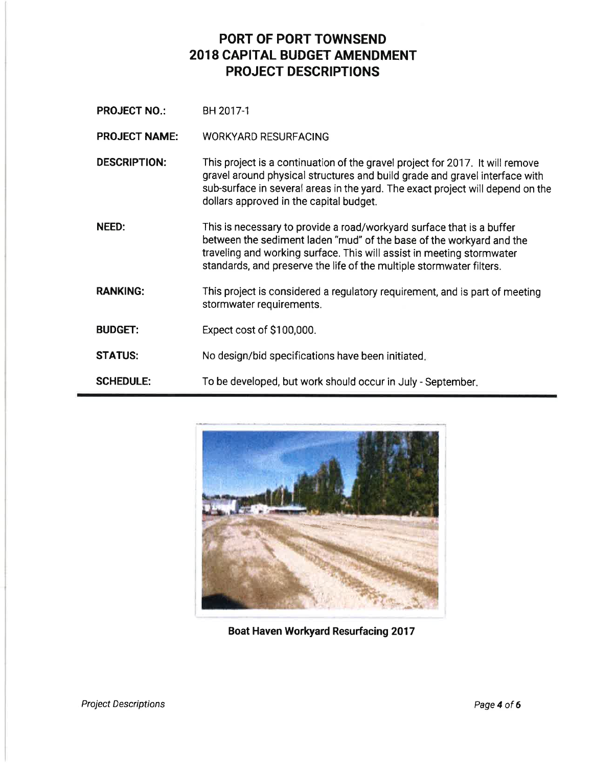# PORT OF PORT TOWNSEND
# 2018 CAPITAL BUDGET AMENDMENT
# PROJECT DESCRIPTIONS

**PROJECT NO.:** BH 2017-1

**PROJECT NAME:** WORKYARD RESURFACING

**DESCRIPTION:** This project is a continuation of the gravel project for 2017. It will remove gravel around physical structures and build grade and gravel interface with sub-surface in several areas in the yard. The exact project will depend on the dollars approved in the capital budget.

**NEED:** This is necessary to provide a road/workyard surface that is a buffer between the sediment laden "mud" of the base of the workyard and the traveling and working surface. This will assist in meeting stormwater standards, and preserve the life of the multiple stormwater filters.

**RANKING:** This project is considered a regulatory requirement, and is part of meeting stormwater requirements.

**BUDGET:** Expect cost of $100,000.

**STATUS:** No design/bid specifications have been initiated.

**SCHEDULE:** To be developed, but work should occur in July - September.

---

**Boat Haven Workyard Resurfacing 2017**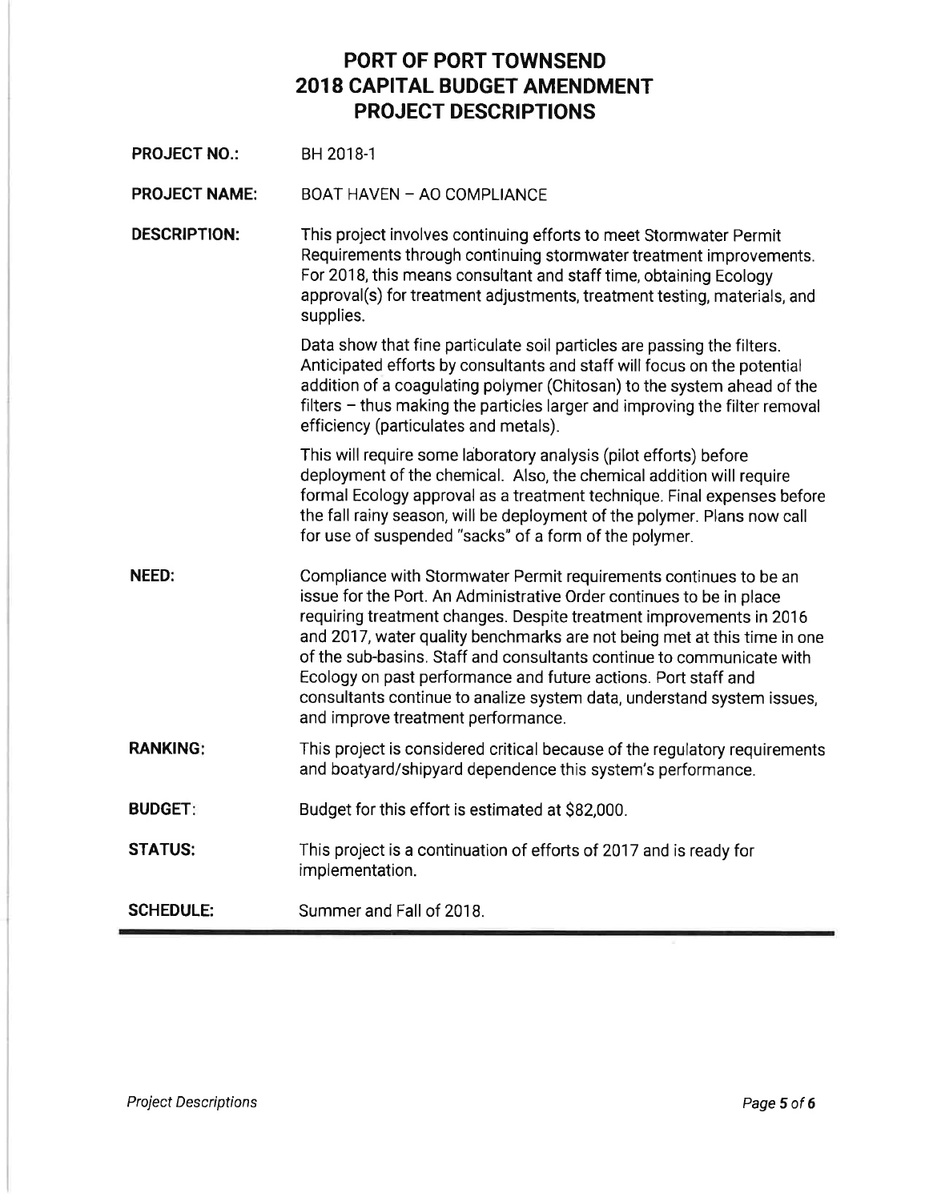# PORT OF PORT TOWNSEND
# 2018 CAPITAL BUDGET AMENDMENT
# PROJECT DESCRIPTIONS

**PROJECT NO.:** BH 2018-1

**PROJECT NAME:** BOAT HAVEN – AO COMPLIANCE

**DESCRIPTION:** This project involves continuing efforts to meet Stormwater Permit Requirements through continuing stormwater treatment improvements. For 2018, this means consultant and staff time, obtaining Ecology approval(s) for treatment adjustments, treatment testing, materials, and supplies.

Data show that fine particulate soil particles are passing the filters. Anticipated efforts by consultants and staff will focus on the potential addition of a coagulating polymer (Chitosan) to the system ahead of the filters – thus making the particles larger and improving the filter removal efficiency (particulates and metals).

This will require some laboratory analysis (pilot efforts) before deployment of the chemical. Also, the chemical addition will require formal Ecology approval as a treatment technique. Final expenses before the fall rainy season, will be deployment of the polymer. Plans now call for use of suspended "sacks" of a form of the polymer.

**NEED:** Compliance with Stormwater Permit requirements continues to be an issue for the Port. An Administrative Order continues to be in place requiring treatment changes. Despite treatment improvements in 2016 and 2017, water quality benchmarks are not being met at this time in one of the sub-basins. Staff and consultants continue to communicate with Ecology on past performance and future actions. Port staff and consultants continue to analize system data, understand system issues, and improve treatment performance.

**RANKING:** This project is considered critical because of the regulatory requirements and boatyard/shipyard dependence this system's performance.

**BUDGET:** Budget for this effort is estimated at $82,000.

**STATUS:** This project is a continuation of efforts of 2017 and is ready for implementation.

**SCHEDULE:** Summer and Fall of 2018.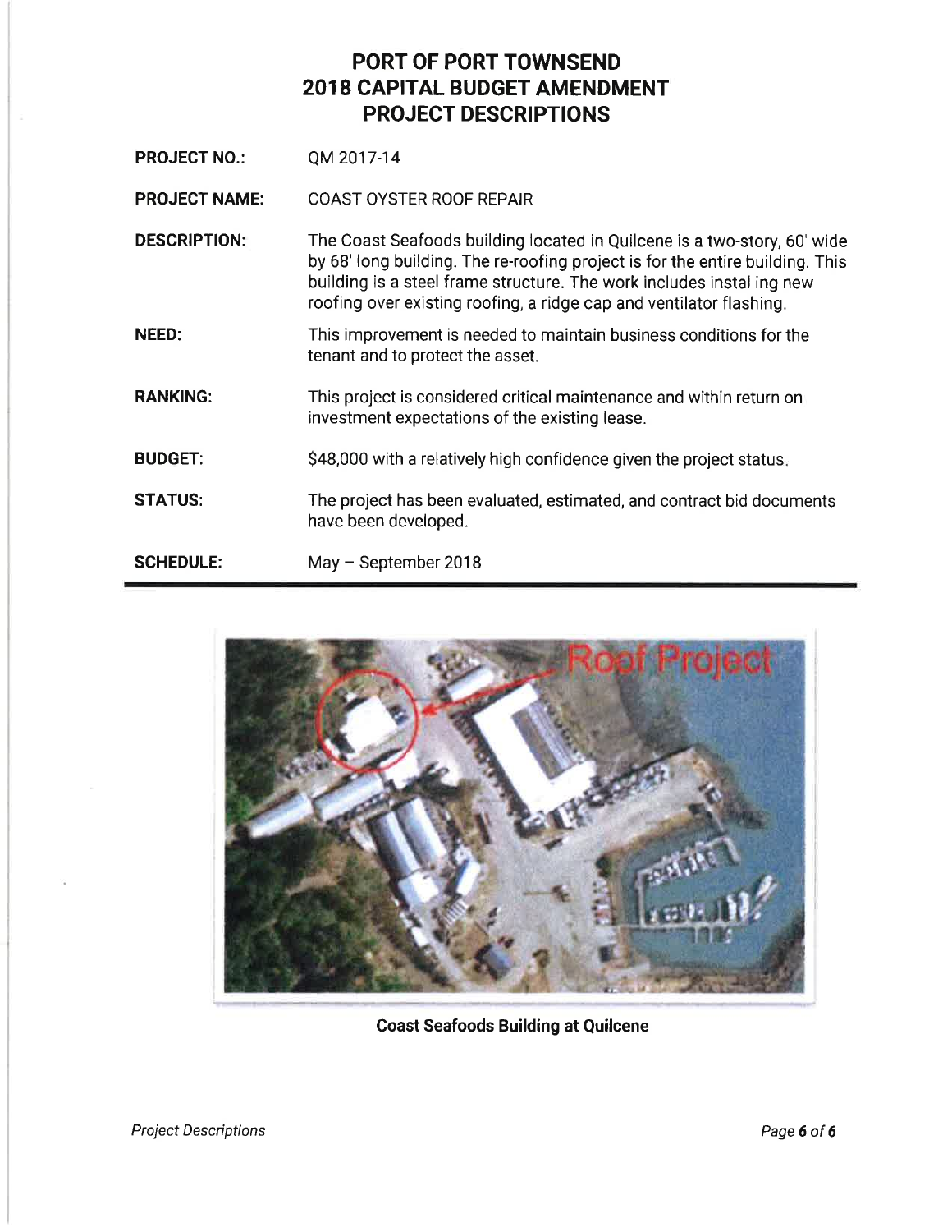# PORT OF PORT TOWNSEND
# 2018 CAPITAL BUDGET AMENDMENT
# PROJECT DESCRIPTIONS

**PROJECT NO.:** QM 2017-14

**PROJECT NAME:** COAST OYSTER ROOF REPAIR

**DESCRIPTION:** The Coast Seafoods building located in Quilcene is a two-story, 60' wide by 68' long building. The re-roofing project is for the entire building. This building is a steel frame structure. The work includes installing new roofing over existing roofing, a ridge cap and ventilator flashing.

**NEED:** This improvement is needed to maintain business conditions for the tenant and to protect the asset.

**RANKING:** This project is considered critical maintenance and within return on investment expectations of the existing lease.

**BUDGET:** $48,000 with a relatively high confidence given the project status.

**STATUS:** The project has been evaluated, estimated, and contract bid documents have been developed.

**SCHEDULE:** May – September 2018

**Coast Seafoods Building at Quilcene**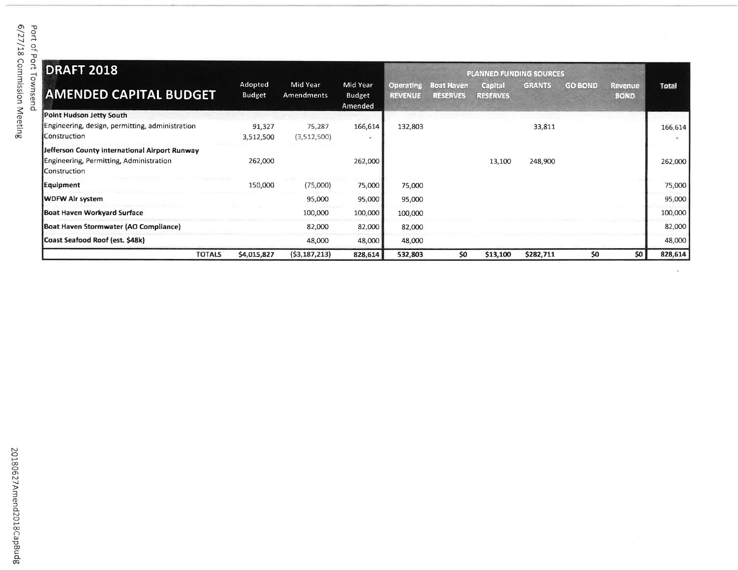| DRAFT 2018 AMENDED CAPITAL BUDGET | Adopted Budget | Mid Year Amendments | Mid Year Budget Amended | PLANNED FUNDING SOURCES | | | | | | Total |
|---|---|---|---|---|---|---|---|---|---|---|
| | | | | Operating REVENUE | Boat Haven RESERVES | Capital RESERVES | GRANTS | GO BOND | Revenue BOND | |
| **Point Hudson Jetty South** | | | | | | | | | | |
| Engineering, design, permitting, administration | 91,327 | 75,287 | 166,614 | 132,803 | | | 33,811 | | | 166,614 |
| Construction | 3,512,500 | (3,512,500) | - | | | | | | | - |
| **Jefferson County International Airport Runway** | | | | | | | | | | |
| Engineering, Permitting, Administration | 262,000 | | 262,000 | | | 13,100 | 248,900 | | | 262,000 |
| Construction | | | | | | | | | | |
| **Equipment** | 150,000 | (75,000) | 75,000 | 75,000 | | | | | | 75,000 |
| **WDFW Air system** | | 95,000 | 95,000 | 95,000 | | | | | | 95,000 |
| **Boat Haven Workyard Surface** | | 100,000 | 100,000 | 100,000 | | | | | | 100,000 |
| **Boat Haven Stormwater (AO Compliance)** | | 82,000 | 82,000 | 82,000 | | | | | | 82,000 |
| **Coast Seafood Roof (est. $48k)** | | 48,000 | 48,000 | 48,000 | | | | | | 48,000 |
| **TOTALS** | $4,015,827 | ($3,187,213) | 828,614 | 532,803 | $0 | $13,100 | $282,711 | $0 | $0 | 828,614 |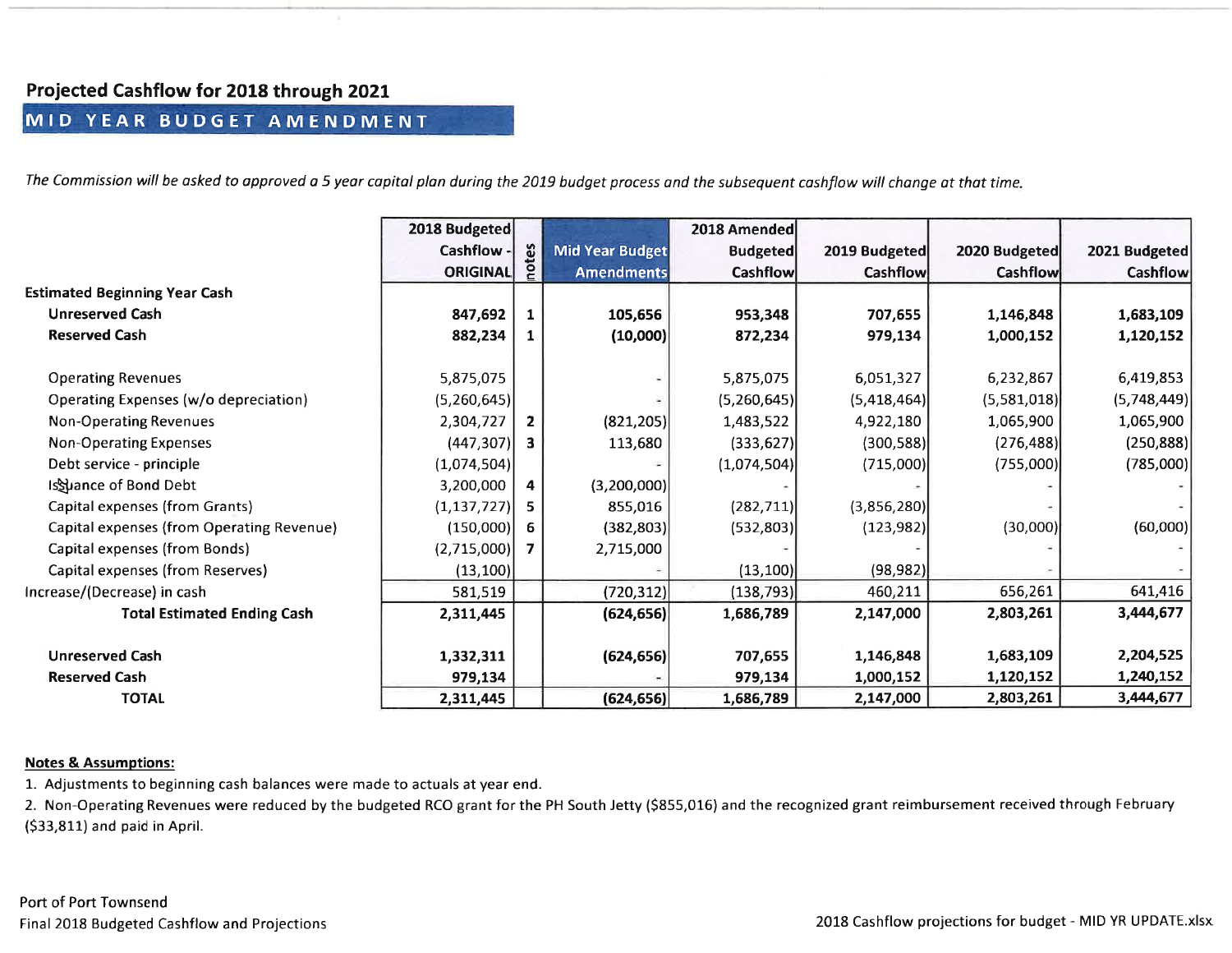## Projected Cashflow for 2018 through 2021

**MID YEAR BUDGET AMENDMENT**

*The Commission will be asked to approved a 5 year capital plan during the 2019 budget process and the subsequent cashflow will change at that time.*

| | 2018 Budgeted Cashflow - ORIGINAL | notes | Mid Year Budget Amendments | 2018 Amended Budgeted Cashflow | 2019 Budgeted Cashflow | 2020 Budgeted Cashflow | 2021 Budgeted Cashflow |
|---|---|---|---|---|---|---|---|
| **Estimated Beginning Year Cash** | | | | | | | |
| **Unreserved Cash** | **847,692** | **1** | **105,656** | **953,348** | **707,655** | **1,146,848** | **1,683,109** |
| **Reserved Cash** | **882,234** | **1** | **(10,000)** | **872,234** | **979,134** | **1,000,152** | **1,120,152** |
| Operating Revenues | 5,875,075 | | - | 5,875,075 | 6,051,327 | 6,232,867 | 6,419,853 |
| Operating Expenses (w/o depreciation) | (5,260,645) | | - | (5,260,645) | (5,418,464) | (5,581,018) | (5,748,449) |
| Non-Operating Revenues | 2,304,727 | 2 | (821,205) | 1,483,522 | 4,922,180 | 1,065,900 | 1,065,900 |
| Non-Operating Expenses | (447,307) | 3 | 113,680 | (333,627) | (300,588) | (276,488) | (250,888) |
| Debt service - principle | (1,074,504) | | - | (1,074,504) | (715,000) | (755,000) | (785,000) |
| Issuance of Bond Debt | 3,200,000 | 4 | (3,200,000) | - | - | - | - |
| Capital expenses (from Grants) | (1,137,727) | 5 | 855,016 | (282,711) | (3,856,280) | - | - |
| Capital expenses (from Operating Revenue) | (150,000) | 6 | (382,803) | (532,803) | (123,982) | (30,000) | (60,000) |
| Capital expenses (from Bonds) | (2,715,000) | 7 | 2,715,000 | - | - | - | - |
| Capital expenses (from Reserves) | (13,100) | | - | (13,100) | (98,982) | - | - |
| Increase/(Decrease) in cash | 581,519 | | (720,312) | (138,793) | 460,211 | 656,261 | 641,416 |
| **Total Estimated Ending Cash** | **2,311,445** | | **(624,656)** | **1,686,789** | **2,147,000** | **2,803,261** | **3,444,677** |
| **Unreserved Cash** | **1,332,311** | | **(624,656)** | **707,655** | **1,146,848** | **1,683,109** | **2,204,525** |
| **Reserved Cash** | **979,134** | | **-** | **979,134** | **1,000,152** | **1,120,152** | **1,240,152** |
| **TOTAL** | **2,311,445** | | **(624,656)** | **1,686,789** | **2,147,000** | **2,803,261** | **3,444,677** |

**Notes & Assumptions:**

1. Adjustments to beginning cash balances were made to actuals at year end.
2. Non-Operating Revenues were reduced by the budgeted RCO grant for the PH South Jetty ($855,016) and the recognized grant reimbursement received through February ($33,811) and paid in April.

Port of Port Townsend
Final 2018 Budgeted Cashflow and Projections

2018 Cashflow projections for budget - MID YR UPDATE.xlsx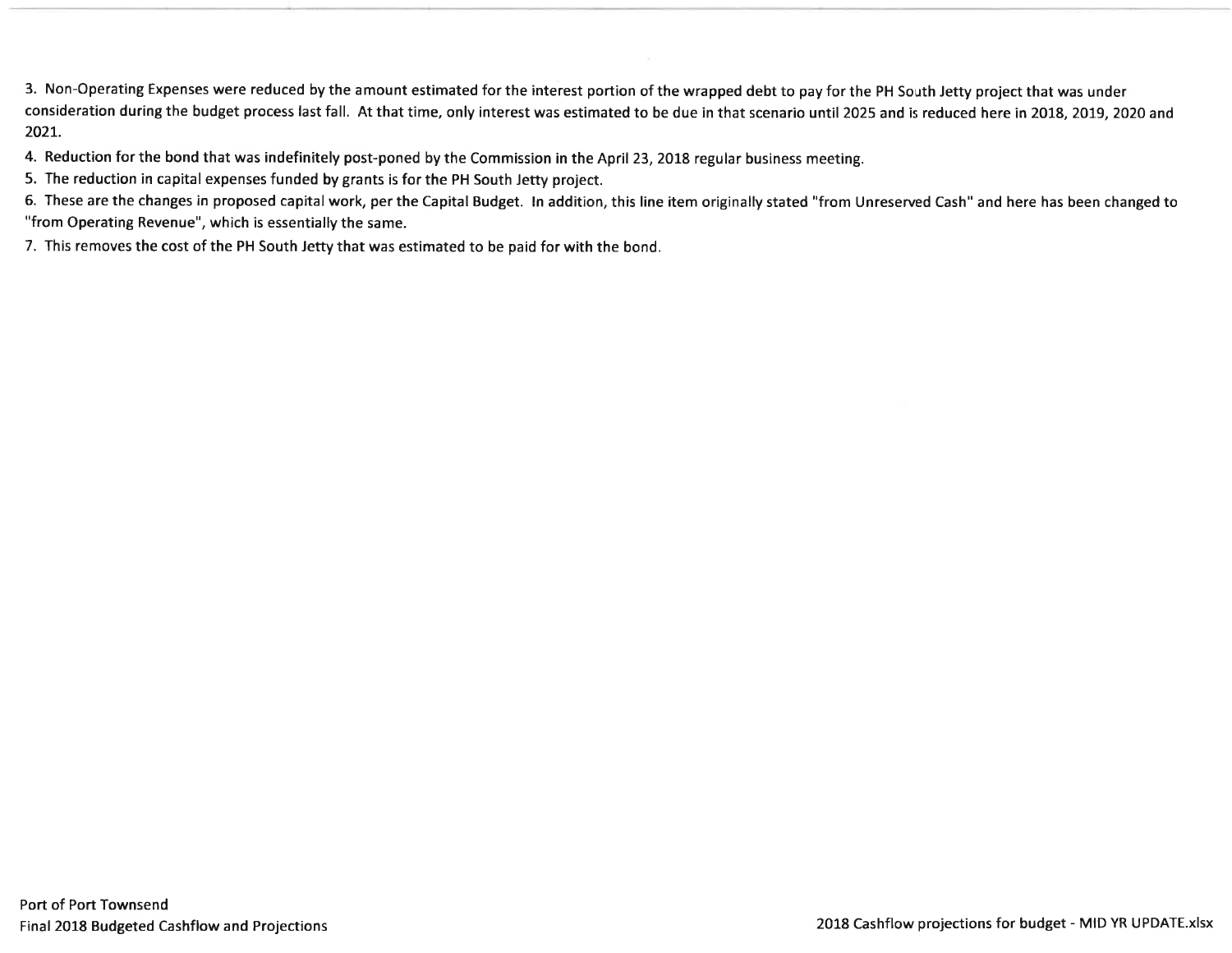3. Non-Operating Expenses were reduced by the amount estimated for the interest portion of the wrapped debt to pay for the PH South Jetty project that was under consideration during the budget process last fall. At that time, only interest was estimated to be due in that scenario until 2025 and is reduced here in 2018, 2019, 2020 and 2021.
4. Reduction for the bond that was indefinitely post-poned by the Commission in the April 23, 2018 regular business meeting.
5. The reduction in capital expenses funded by grants is for the PH South Jetty project.
6. These are the changes in proposed capital work, per the Capital Budget. In addition, this line item originally stated "from Unreserved Cash" and here has been changed to "from Operating Revenue", which is essentially the same.
7. This removes the cost of the PH South Jetty that was estimated to be paid for with the bond.